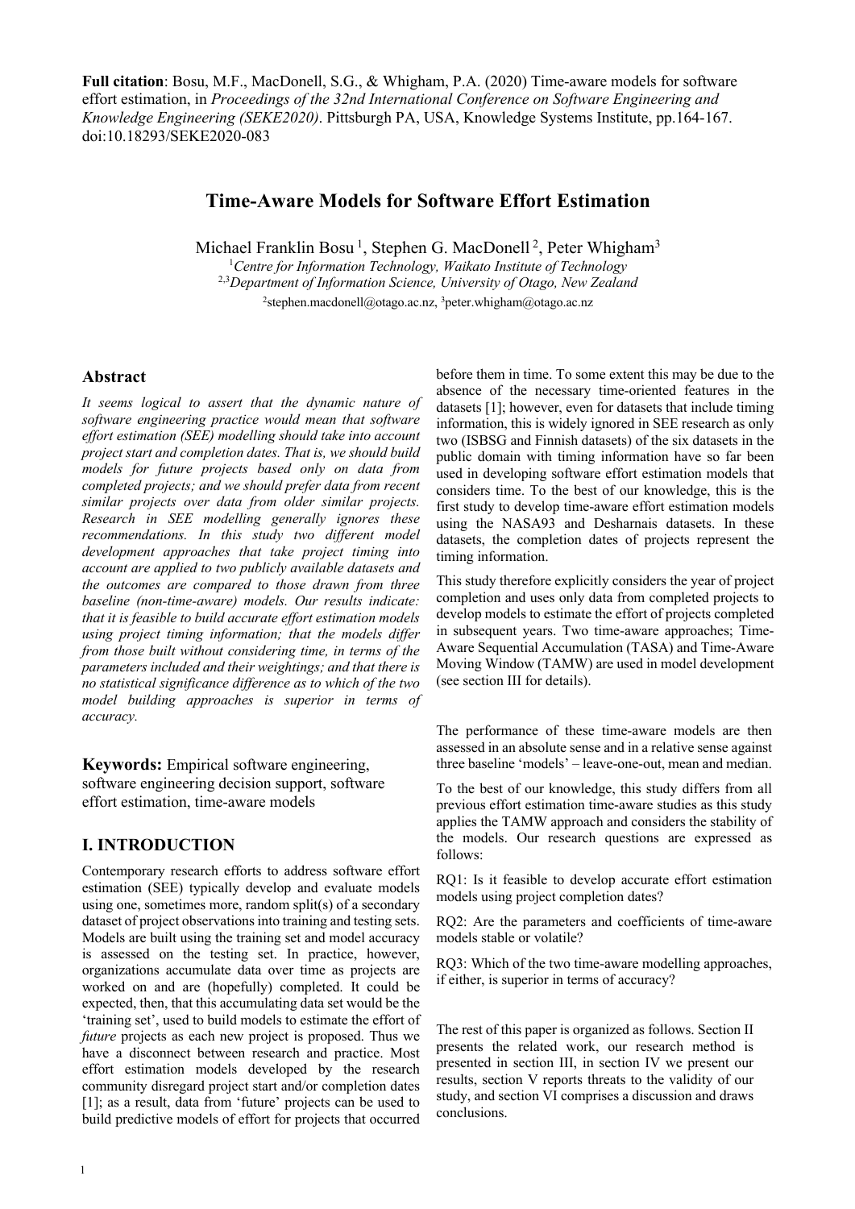**Full citation**: Bosu, M.F., MacDonell, S.G., & Whigham, P.A. (2020) Time-aware models for software effort estimation, in *Proceedings of the 32nd International Conference on Software Engineering and Knowledge Engineering (SEKE2020)*. Pittsburgh PA, USA, Knowledge Systems Institute, pp.164-167. doi:10.18293/SEKE2020-083

# Time-Aware Models for Software Effort Estimation

Michael Franklin Bosu [1], Stephen G. MacDonell [2], Peter Whigham[3]

[1]*Centre for Information Technology, Waikato Institute of Technology*
[2,3]*Department of Information Science, University of Otago, New Zealand*
[2]stephen.macdonell@otago.ac.nz, [3]peter.whigham@otago.ac.nz

## Abstract

*It seems logical to assert that the dynamic nature of software engineering practice would mean that software effort estimation (SEE) modelling should take into account project start and completion dates. That is, we should build models for future projects based only on data from completed projects; and we should prefer data from recent similar projects over data from older similar projects. Research in SEE modelling generally ignores these recommendations. In this study two different model development approaches that take project timing into account are applied to two publicly available datasets and the outcomes are compared to those drawn from three baseline (non-time-aware) models. Our results indicate: that it is feasible to build accurate effort estimation models using project timing information; that the models differ from those built without considering time, in terms of the parameters included and their weightings; and that there is no statistical significance difference as to which of the two model building approaches is superior in terms of accuracy.*

**Keywords:** Empirical software engineering, software engineering decision support, software effort estimation, time-aware models

## I. INTRODUCTION

Contemporary research efforts to address software effort estimation (SEE) typically develop and evaluate models using one, sometimes more, random split(s) of a secondary dataset of project observations into training and testing sets. Models are built using the training set and model accuracy is assessed on the testing set. In practice, however, organizations accumulate data over time as projects are worked on and are (hopefully) completed. It could be expected, then, that this accumulating data set would be the 'training set', used to build models to estimate the effort of *future* projects as each new project is proposed. Thus we have a disconnect between research and practice. Most effort estimation models developed by the research community disregard project start and/or completion dates [1]; as a result, data from 'future' projects can be used to build predictive models of effort for projects that occurred before them in time. To some extent this may be due to the absence of the necessary time-oriented features in the datasets [1]; however, even for datasets that include timing information, this is widely ignored in SEE research as only two (ISBSG and Finnish datasets) of the six datasets in the public domain with timing information have so far been used in developing software effort estimation models that considers time. To the best of our knowledge, this is the first study to develop time-aware effort estimation models using the NASA93 and Desharnais datasets. In these datasets, the completion dates of projects represent the timing information.

This study therefore explicitly considers the year of project completion and uses only data from completed projects to develop models to estimate the effort of projects completed in subsequent years. Two time-aware approaches; Time-Aware Sequential Accumulation (TASA) and Time-Aware Moving Window (TAMW) are used in model development (see section III for details).

The performance of these time-aware models are then assessed in an absolute sense and in a relative sense against three baseline 'models' – leave-one-out, mean and median.

To the best of our knowledge, this study differs from all previous effort estimation time-aware studies as this study applies the TAMW approach and considers the stability of the models. Our research questions are expressed as follows:

RQ1: Is it feasible to develop accurate effort estimation models using project completion dates?

RQ2: Are the parameters and coefficients of time-aware models stable or volatile?

RQ3: Which of the two time-aware modelling approaches, if either, is superior in terms of accuracy?

The rest of this paper is organized as follows. Section II presents the related work, our research method is presented in section III, in section IV we present our results, section V reports threats to the validity of our study, and section VI comprises a discussion and draws conclusions.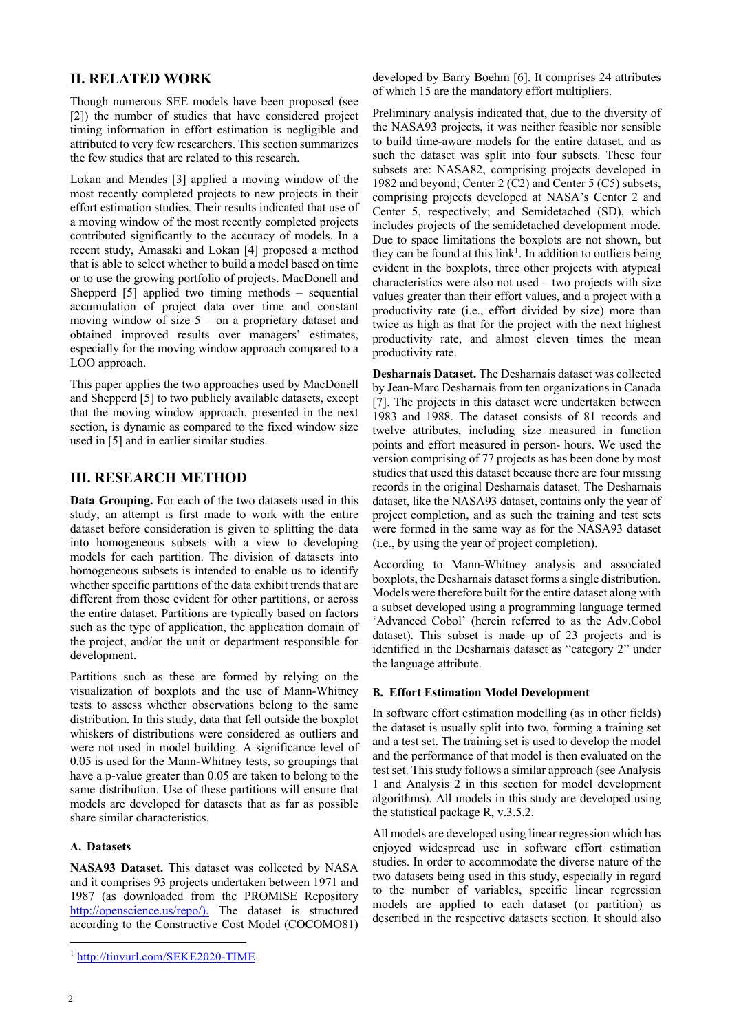## II. RELATED WORK

Though numerous SEE models have been proposed (see [2]) the number of studies that have considered project timing information in effort estimation is negligible and attributed to very few researchers. This section summarizes the few studies that are related to this research.

Lokan and Mendes [3] applied a moving window of the most recently completed projects to new projects in their effort estimation studies. Their results indicated that use of a moving window of the most recently completed projects contributed significantly to the accuracy of models. In a recent study, Amasaki and Lokan [4] proposed a method that is able to select whether to build a model based on time or to use the growing portfolio of projects. MacDonell and Shepperd [5] applied two timing methods – sequential accumulation of project data over time and constant moving window of size 5 – on a proprietary dataset and obtained improved results over managers' estimates, especially for the moving window approach compared to a LOO approach.

This paper applies the two approaches used by MacDonell and Shepperd [5] to two publicly available datasets, except that the moving window approach, presented in the next section, is dynamic as compared to the fixed window size used in [5] and in earlier similar studies.

## III. RESEARCH METHOD

**Data Grouping.** For each of the two datasets used in this study, an attempt is first made to work with the entire dataset before consideration is given to splitting the data into homogeneous subsets with a view to developing models for each partition. The division of datasets into homogeneous subsets is intended to enable us to identify whether specific partitions of the data exhibit trends that are different from those evident for other partitions, or across the entire dataset. Partitions are typically based on factors such as the type of application, the application domain of the project, and/or the unit or department responsible for development.

Partitions such as these are formed by relying on the visualization of boxplots and the use of Mann-Whitney tests to assess whether observations belong to the same distribution. In this study, data that fell outside the boxplot whiskers of distributions were considered as outliers and were not used in model building. A significance level of 0.05 is used for the Mann-Whitney tests, so groupings that have a p-value greater than 0.05 are taken to belong to the same distribution. Use of these partitions will ensure that models are developed for datasets that as far as possible share similar characteristics.

### A. Datasets

**NASA93 Dataset.** This dataset was collected by NASA and it comprises 93 projects undertaken between 1971 and 1987 (as downloaded from the PROMISE Repository http://openscience.us/repo/). The dataset is structured according to the Constructive Cost Model (COCOMO81) developed by Barry Boehm [6]. It comprises 24 attributes of which 15 are the mandatory effort multipliers.

Preliminary analysis indicated that, due to the diversity of the NASA93 projects, it was neither feasible nor sensible to build time-aware models for the entire dataset, and as such the dataset was split into four subsets. These four subsets are: NASA82, comprising projects developed in 1982 and beyond; Center 2 (C2) and Center 5 (C5) subsets, comprising projects developed at NASA's Center 2 and Center 5, respectively; and Semidetached (SD), which includes projects of the semidetached development mode. Due to space limitations the boxplots are not shown, but they can be found at this link[1]. In addition to outliers being evident in the boxplots, three other projects with atypical characteristics were also not used – two projects with size values greater than their effort values, and a project with a productivity rate (i.e., effort divided by size) more than twice as high as that for the project with the next highest productivity rate, and almost eleven times the mean productivity rate.

**Desharnais Dataset.** The Desharnais dataset was collected by Jean-Marc Desharnais from ten organizations in Canada [7]. The projects in this dataset were undertaken between 1983 and 1988. The dataset consists of 81 records and twelve attributes, including size measured in function points and effort measured in person- hours. We used the version comprising of 77 projects as has been done by most studies that used this dataset because there are four missing records in the original Desharnais dataset. The Desharnais dataset, like the NASA93 dataset, contains only the year of project completion, and as such the training and test sets were formed in the same way as for the NASA93 dataset (i.e., by using the year of project completion).

According to Mann-Whitney analysis and associated boxplots, the Desharnais dataset forms a single distribution. Models were therefore built for the entire dataset along with a subset developed using a programming language termed 'Advanced Cobol' (herein referred to as the Adv.Cobol dataset). This subset is made up of 23 projects and is identified in the Desharnais dataset as "category 2" under the language attribute.

### B. Effort Estimation Model Development

In software effort estimation modelling (as in other fields) the dataset is usually split into two, forming a training set and a test set. The training set is used to develop the model and the performance of that model is then evaluated on the test set. This study follows a similar approach (see Analysis 1 and Analysis 2 in this section for model development algorithms). All models in this study are developed using the statistical package R, v.3.5.2.

All models are developed using linear regression which has enjoyed widespread use in software effort estimation studies. In order to accommodate the diverse nature of the two datasets being used in this study, especially in regard to the number of variables, specific linear regression models are applied to each dataset (or partition) as described in the respective datasets section. It should also

[1] http://tinyurl.com/SEKE2020-TIME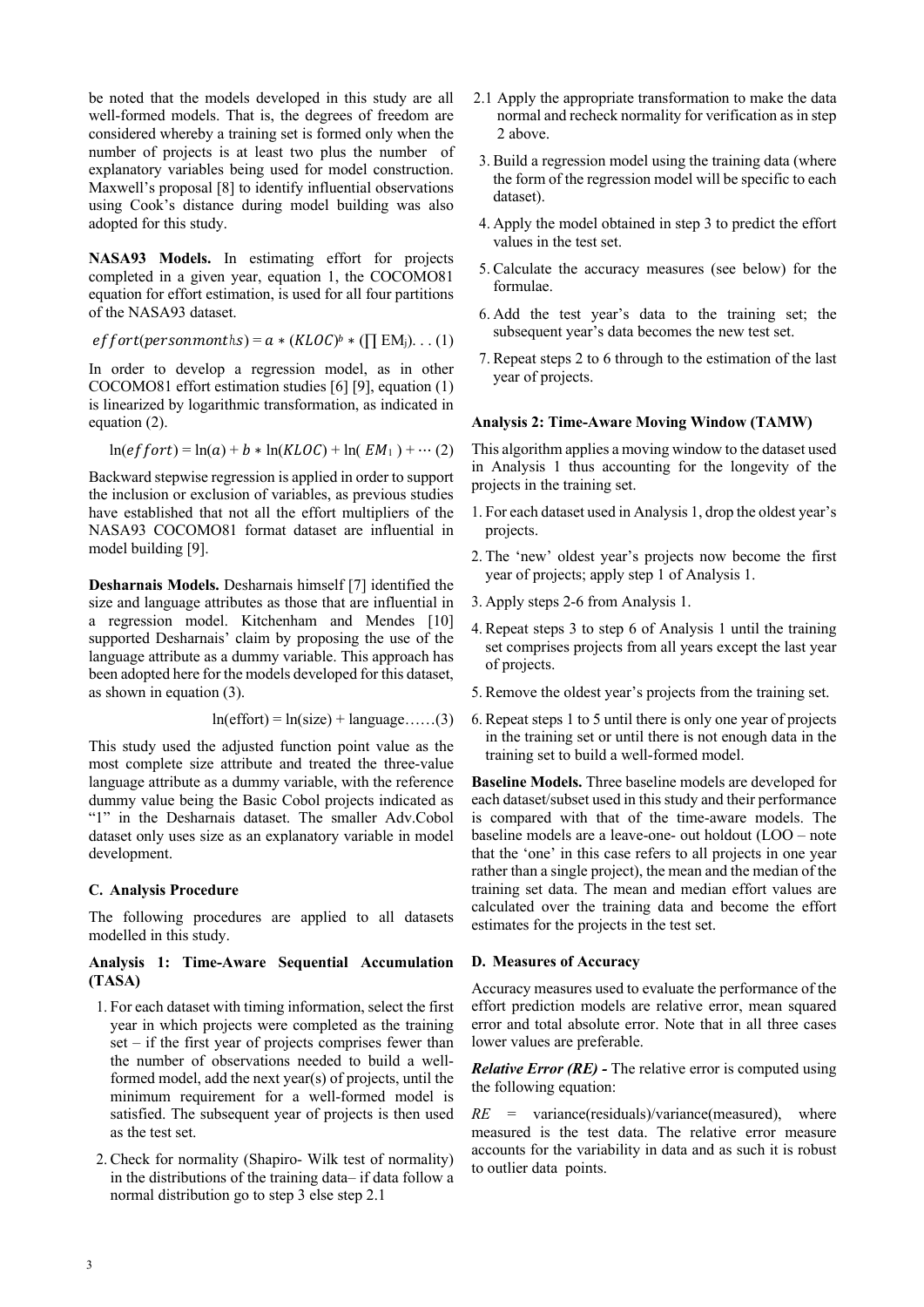be noted that the models developed in this study are all well-formed models. That is, the degrees of freedom are considered whereby a training set is formed only when the number of projects is at least two plus the number of explanatory variables being used for model construction. Maxwell's proposal [8] to identify influential observations using Cook's distance during model building was also adopted for this study.

**NASA93 Models.** In estimating effort for projects completed in a given year, equation 1, the COCOMO81 equation for effort estimation, is used for all four partitions of the NASA93 dataset.

$$effort(personmonths) = a * (KLOC)^b * (\prod EM_j) \ldots (1)$$

In order to develop a regression model, as in other COCOMO81 effort estimation studies [6] [9], equation (1) is linearized by logarithmic transformation, as indicated in equation (2).

$$\ln(effort) = \ln(a) + b * \ln(KLOC) + \ln(EM_1) + \cdots (2)$$

Backward stepwise regression is applied in order to support the inclusion or exclusion of variables, as previous studies have established that not all the effort multipliers of the NASA93 COCOMO81 format dataset are influential in model building [9].

**Desharnais Models.** Desharnais himself [7] identified the size and language attributes as those that are influential in a regression model. Kitchenham and Mendes [10] supported Desharnais' claim by proposing the use of the language attribute as a dummy variable. This approach has been adopted here for the models developed for this dataset, as shown in equation (3).

$$\ln(\text{effort}) = \ln(\text{size}) + \text{language} \ldots\ldots (3)$$

This study used the adjusted function point value as the most complete size attribute and treated the three-value language attribute as a dummy variable, with the reference dummy value being the Basic Cobol projects indicated as "1" in the Desharnais dataset. The smaller Adv.Cobol dataset only uses size as an explanatory variable in model development.

### C. Analysis Procedure

The following procedures are applied to all datasets modelled in this study.

#### Analysis 1: Time-Aware Sequential Accumulation (TASA)

1. For each dataset with timing information, select the first year in which projects were completed as the training set – if the first year of projects comprises fewer than the number of observations needed to build a well-formed model, add the next year(s) of projects, until the minimum requirement for a well-formed model is satisfied. The subsequent year of projects is then used as the test set.
2. Check for normality (Shapiro- Wilk test of normality) in the distributions of the training data– if data follow a normal distribution go to step 3 else step 2.1

   2.1 Apply the appropriate transformation to make the data normal and recheck normality for verification as in step 2 above.

3. Build a regression model using the training data (where the form of the regression model will be specific to each dataset).
4. Apply the model obtained in step 3 to predict the effort values in the test set.
5. Calculate the accuracy measures (see below) for the formulae.
6. Add the test year's data to the training set; the subsequent year's data becomes the new test set.
7. Repeat steps 2 to 6 through to the estimation of the last year of projects.

#### Analysis 2: Time-Aware Moving Window (TAMW)

This algorithm applies a moving window to the dataset used in Analysis 1 thus accounting for the longevity of the projects in the training set.

1. For each dataset used in Analysis 1, drop the oldest year's projects.
2. The 'new' oldest year's projects now become the first year of projects; apply step 1 of Analysis 1.
3. Apply steps 2-6 from Analysis 1.
4. Repeat steps 3 to step 6 of Analysis 1 until the training set comprises projects from all years except the last year of projects.
5. Remove the oldest year's projects from the training set.
6. Repeat steps 1 to 5 until there is only one year of projects in the training set or until there is not enough data in the training set to build a well-formed model.

**Baseline Models.** Three baseline models are developed for each dataset/subset used in this study and their performance is compared with that of the time-aware models. The baseline models are a leave-one- out holdout (LOO – note that the 'one' in this case refers to all projects in one year rather than a single project), the mean and the median of the training set data. The mean and median effort values are calculated over the training data and become the effort estimates for the projects in the test set.

### D. Measures of Accuracy

Accuracy measures used to evaluate the performance of the effort prediction models are relative error, mean squared error and total absolute error. Note that in all three cases lower values are preferable.

***Relative Error (RE) -*** The relative error is computed using the following equation:

$RE$ = variance(residuals)/variance(measured), where measured is the test data. The relative error measure accounts for the variability in data and as such it is robust to outlier data points.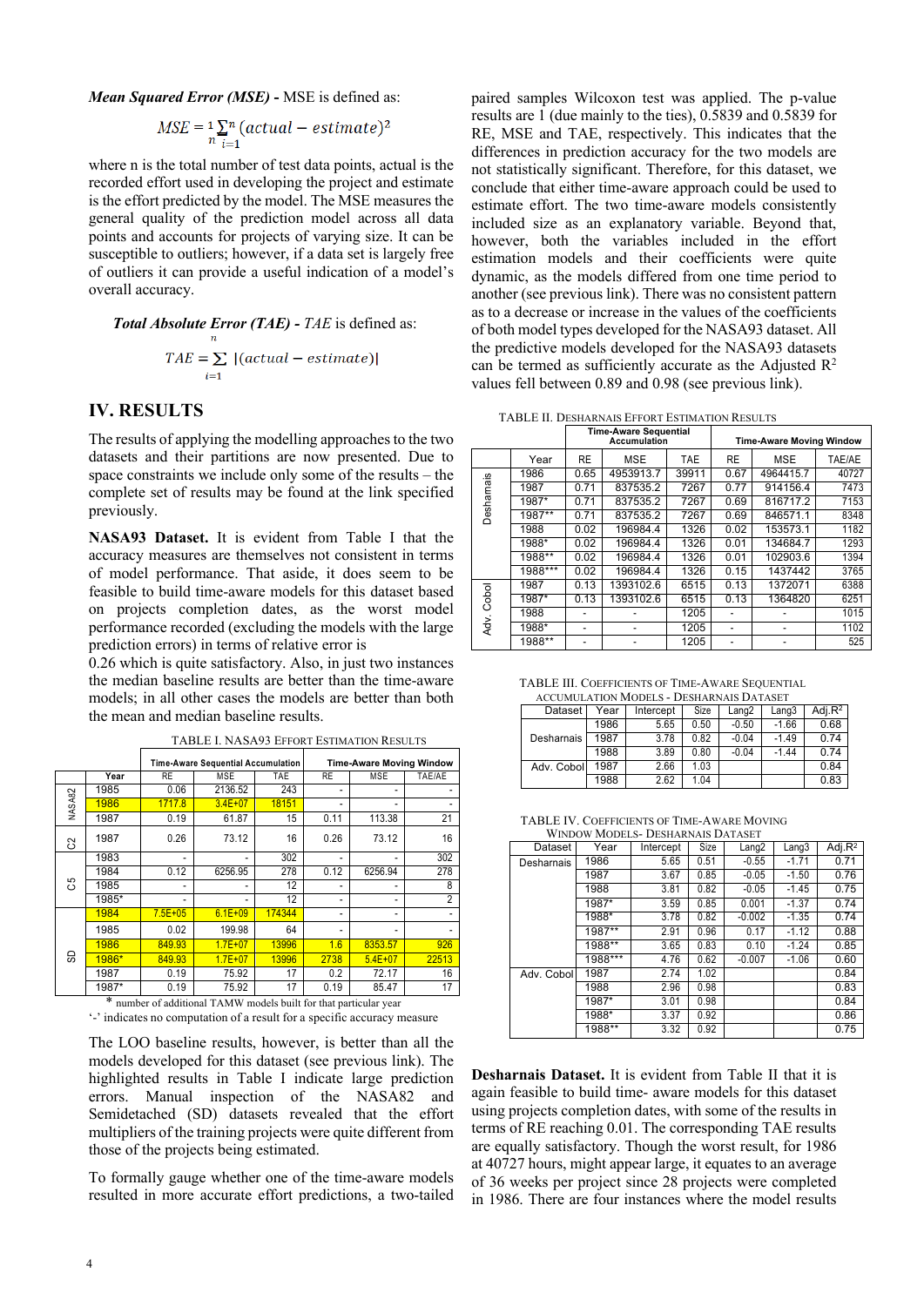***Mean Squared Error (MSE) -*** MSE is defined as:

$$MSE = \frac{1}{n}\sum_{i=1}^{n}(actual - estimate)^2$$

where n is the total number of test data points, actual is the recorded effort used in developing the project and estimate is the effort predicted by the model. The MSE measures the general quality of the prediction model across all data points and accounts for projects of varying size. It can be susceptible to outliers; however, if a data set is largely free of outliers it can provide a useful indication of a model's overall accuracy.

***Total Absolute Error (TAE) -*** *TAE* is defined as:

$$TAE = \sum_{i=1}^{n} |(actual - estimate)|$$

## IV. RESULTS

The results of applying the modelling approaches to the two datasets and their partitions are now presented. Due to space constraints we include only some of the results – the complete set of results may be found at the link specified previously.

**NASA93 Dataset.** It is evident from Table I that the accuracy measures are themselves not consistent in terms of model performance. That aside, it does seem to be feasible to build time-aware models for this dataset based on projects completion dates, as the worst model performance recorded (excluding the models with the large prediction errors) in terms of relative error is 0.26 which is quite satisfactory. Also, in just two instances the median baseline results are better than the time-aware models; in all other cases the models are better than both the mean and median baseline results.

TABLE I. NASA93 Effort Estimation Results

| | | Time-Aware Sequential Accumulation | | | Time-Aware Moving Window | | |
|---|---|---|---|---|---|---|---|
| | Year | RE | MSE | TAE | RE | MSE | TAE/AE |
| NASA82 | 1985 | 0.06 | 2136.52 | 243 | - | - | - |
| | 1986 | 1717.8 | 3.4E+07 | 18151 | - | - | - |
| | 1987 | 0.19 | 61.87 | 15 | 0.11 | 113.38 | 21 |
| C2 | 1987 | 0.26 | 73.12 | 16 | 0.26 | 73.12 | 16 |
| C5 | 1983 | - | - | 302 | - | - | 302 |
| | 1984 | 0.12 | 6256.95 | 278 | 0.12 | 6256.94 | 278 |
| | 1985 | - | - | 12 | - | - | 8 |
| | 1985* | - | - | 12 | - | - | 2 |
| SD | 1984 | 7.5E+05 | 6.1E+09 | 174344 | - | - | - |
| | 1985 | 0.02 | 199.98 | 64 | - | - | - |
| | 1986 | 849.93 | 1.7E+07 | 13996 | 1.6 | 8353.57 | 926 |
| | 1986* | 849.93 | 1.7E+07 | 13996 | 2738 | 5.4E+07 | 22513 |
| | 1987 | 0.19 | 75.92 | 17 | 0.2 | 72.17 | 16 |
| | 1987* | 0.19 | 75.92 | 17 | 0.19 | 85.47 | 17 |

\* number of additional TAMW models built for that particular year
'-' indicates no computation of a result for a specific accuracy measure

The LOO baseline results, however, is better than all the models developed for this dataset (see previous link). The highlighted results in Table I indicate large prediction errors. Manual inspection of the NASA82 and Semidetached (SD) datasets revealed that the effort multipliers of the training projects were quite different from those of the projects being estimated.

To formally gauge whether one of the time-aware models resulted in more accurate effort predictions, a two-tailed paired samples Wilcoxon test was applied. The p-value results are 1 (due mainly to the ties), 0.5839 and 0.5839 for RE, MSE and TAE, respectively. This indicates that the differences in prediction accuracy for the two models are not statistically significant. Therefore, for this dataset, we conclude that either time-aware approach could be used to estimate effort. The two time-aware models consistently included size as an explanatory variable. Beyond that, however, both the variables included in the effort estimation models and their coefficients were quite dynamic, as the models differed from one time period to another (see previous link). There was no consistent pattern as to a decrease or increase in the values of the coefficients of both model types developed for the NASA93 dataset. All the predictive models developed for the NASA93 datasets can be termed as sufficiently accurate as the Adjusted $R^2$ values fell between 0.89 and 0.98 (see previous link).

TABLE II. Desharnais Effort Estimation Results

| | | Time-Aware Sequential Accumulation | | | Time-Aware Moving Window | | |
|---|---|---|---|---|---|---|---|
| | Year | RE | MSE | TAE | RE | MSE | TAE/AE |
| Desharnais | 1986 | 0.65 | 4953913.7 | 39911 | 0.67 | 4964415.7 | 40727 |
| | 1987 | 0.71 | 837535.2 | 7267 | 0.77 | 914156.4 | 7473 |
| | 1987* | 0.71 | 837535.2 | 7267 | 0.69 | 816717.2 | 7153 |
| | 1987** | 0.71 | 837535.2 | 7267 | 0.69 | 846571.1 | 8348 |
| | 1988 | 0.02 | 196984.4 | 1326 | 0.02 | 153573.1 | 1182 |
| | 1988* | 0.02 | 196984.4 | 1326 | 0.01 | 134684.7 | 1293 |
| | 1988** | 0.02 | 196984.4 | 1326 | 0.01 | 102903.6 | 1394 |
| | 1988*** | 0.02 | 196984.4 | 1326 | 0.15 | 1437442 | 3765 |
| Adv. Cobol | 1987 | 0.13 | 1393102.6 | 6515 | 0.13 | 1372071 | 6388 |
| | 1987* | 0.13 | 1393102.6 | 6515 | 0.13 | 1364820 | 6251 |
| | 1988 | - | - | 1205 | - | - | 1015 |
| | 1988* | - | - | 1205 | - | - | 1102 |
| | 1988** | - | - | 1205 | - | - | 525 |

TABLE III. Coefficients of Time-Aware Sequential Accumulation Models - Desharnais Dataset

| Dataset | Year | Intercept | Size | Lang2 | Lang3 | Adj.$R^2$ |
|---|---|---|---|---|---|---|
| Desharnais | 1986 | 5.65 | 0.50 | -0.50 | -1.66 | 0.68 |
| | 1987 | 3.78 | 0.82 | -0.04 | -1.49 | 0.74 |
| | 1988 | 3.89 | 0.80 | -0.04 | -1.44 | 0.74 |
| Adv. Cobol | 1987 | 2.66 | 1.03 | | | 0.84 |
| | 1988 | 2.62 | 1.04 | | | 0.83 |

TABLE IV. Coefficients of Time-Aware Moving Window Models- Desharnais Dataset

| Dataset | Year | Intercept | Size | Lang2 | Lang3 | Adj.$R^2$ |
|---|---|---|---|---|---|---|
| Desharnais | 1986 | 5.65 | 0.51 | -0.55 | -1.71 | 0.71 |
| | 1987 | 3.67 | 0.85 | -0.05 | -1.50 | 0.76 |
| | 1988 | 3.81 | 0.82 | -0.05 | -1.45 | 0.75 |
| | 1987* | 3.59 | 0.85 | 0.001 | -1.37 | 0.74 |
| | 1988* | 3.78 | 0.82 | -0.002 | -1.35 | 0.74 |
| | 1987** | 2.91 | 0.96 | 0.17 | -1.12 | 0.88 |
| | 1988** | 3.65 | 0.83 | 0.10 | -1.24 | 0.85 |
| | 1988*** | 4.76 | 0.62 | -0.007 | -1.06 | 0.60 |
| Adv. Cobol | 1987 | 2.74 | 1.02 | | | 0.84 |
| | 1988 | 2.96 | 0.98 | | | 0.83 |
| | 1987* | 3.01 | 0.98 | | | 0.84 |
| | 1988* | 3.37 | 0.92 | | | 0.86 |
| | 1988** | 3.32 | 0.92 | | | 0.75 |

**Desharnais Dataset.** It is evident from Table II that it is again feasible to build time- aware models for this dataset using projects completion dates, with some of the results in terms of RE reaching 0.01. The corresponding TAE results are equally satisfactory. Though the worst result, for 1986 at 40727 hours, might appear large, it equates to an average of 36 weeks per project since 28 projects were completed in 1986. There are four instances where the model results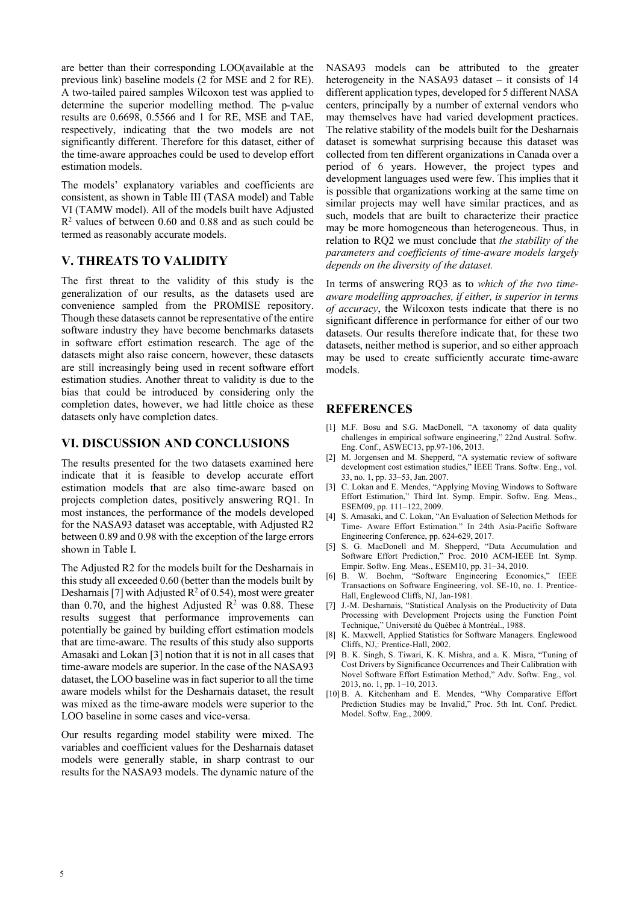are better than their corresponding LOO(available at the previous link) baseline models (2 for MSE and 2 for RE). A two-tailed paired samples Wilcoxon test was applied to determine the superior modelling method. The p-value results are 0.6698, 0.5566 and 1 for RE, MSE and TAE, respectively, indicating that the two models are not significantly different. Therefore for this dataset, either of the time-aware approaches could be used to develop effort estimation models.

The models' explanatory variables and coefficients are consistent, as shown in Table III (TASA model) and Table VI (TAMW model). All of the models built have Adjusted $R^2$ values of between 0.60 and 0.88 and as such could be termed as reasonably accurate models.

## V. THREATS TO VALIDITY

The first threat to the validity of this study is the generalization of our results, as the datasets used are convenience sampled from the PROMISE repository. Though these datasets cannot be representative of the entire software industry they have become benchmarks datasets in software effort estimation research. The age of the datasets might also raise concern, however, these datasets are still increasingly being used in recent software effort estimation studies. Another threat to validity is due to the bias that could be introduced by considering only the completion dates, however, we had little choice as these datasets only have completion dates.

## VI. DISCUSSION AND CONCLUSIONS

The results presented for the two datasets examined here indicate that it is feasible to develop accurate effort estimation models that are also time-aware based on projects completion dates, positively answering RQ1. In most instances, the performance of the models developed for the NASA93 dataset was acceptable, with Adjusted R2 between 0.89 and 0.98 with the exception of the large errors shown in Table I.

The Adjusted R2 for the models built for the Desharnais in this study all exceeded 0.60 (better than the models built by Desharnais [7] with Adjusted $R^2$ of 0.54), most were greater than 0.70, and the highest Adjusted $R^2$ was 0.88. These results suggest that performance improvements can potentially be gained by building effort estimation models that are time-aware. The results of this study also supports Amasaki and Lokan [3] notion that it is not in all cases that time-aware models are superior. In the case of the NASA93 dataset, the LOO baseline was in fact superior to all the time aware models whilst for the Desharnais dataset, the result was mixed as the time-aware models were superior to the LOO baseline in some cases and vice-versa.

Our results regarding model stability were mixed. The variables and coefficient values for the Desharnais dataset models were generally stable, in sharp contrast to our results for the NASA93 models. The dynamic nature of the NASA93 models can be attributed to the greater heterogeneity in the NASA93 dataset – it consists of 14 different application types, developed for 5 different NASA centers, principally by a number of external vendors who may themselves have had varied development practices. The relative stability of the models built for the Desharnais dataset is somewhat surprising because this dataset was collected from ten different organizations in Canada over a period of 6 years. However, the project types and development languages used were few. This implies that it is possible that organizations working at the same time on similar projects may well have similar practices, and as such, models that are built to characterize their practice may be more homogeneous than heterogeneous. Thus, in relation to RQ2 we must conclude that *the stability of the parameters and coefficients of time-aware models largely depends on the diversity of the dataset.*

In terms of answering RQ3 as to *which of the two time-aware modelling approaches, if either, is superior in terms of accuracy*, the Wilcoxon tests indicate that there is no significant difference in performance for either of our two datasets. Our results therefore indicate that, for these two datasets, neither method is superior, and so either approach may be used to create sufficiently accurate time-aware models.

## REFERENCES

[1] M.F. Bosu and S.G. MacDonell, "A taxonomy of data quality challenges in empirical software engineering," 22nd Austral. Softw. Eng. Conf., ASWEC13, pp.97-106, 2013.

[2] M. Jorgensen and M. Shepperd, "A systematic review of software development cost estimation studies," IEEE Trans. Softw. Eng., vol. 33, no. 1, pp. 33–53, Jan. 2007.

[3] C. Lokan and E. Mendes, "Applying Moving Windows to Software Effort Estimation," Third Int. Symp. Empir. Softw. Eng. Meas., ESEM09, pp. 111–122, 2009.

[4] S. Amasaki, and C. Lokan, "An Evaluation of Selection Methods for Time- Aware Effort Estimation." In 24th Asia-Pacific Software Engineering Conference, pp. 624-629, 2017.

[5] S. G. MacDonell and M. Shepperd, "Data Accumulation and Software Effort Prediction," Proc. 2010 ACM-IEEE Int. Symp. Empir. Softw. Eng. Meas., ESEM10, pp. 31–34, 2010.

[6] B. W. Boehm, "Software Engineering Economics," IEEE Transactions on Software Engineering, vol. SE-10, no. 1. Prentice-Hall, Englewood Cliffs, NJ, Jan-1981.

[7] J.-M. Desharnais, "Statistical Analysis on the Productivity of Data Processing with Development Projects using the Function Point Technique," Université du Québec à Montréal., 1988.

[8] K. Maxwell, Applied Statistics for Software Managers. Englewood Cliffs, NJ,: Prentice-Hall, 2002.

[9] B. K. Singh, S. Tiwari, K. K. Mishra, and a. K. Misra, "Tuning of Cost Drivers by Significance Occurrences and Their Calibration with Novel Software Effort Estimation Method," Adv. Softw. Eng., vol. 2013, no. 1, pp. 1–10, 2013.

[10] B. A. Kitchenham and E. Mendes, "Why Comparative Effort Prediction Studies may be Invalid," Proc. 5th Int. Conf. Predict. Model. Softw. Eng., 2009.